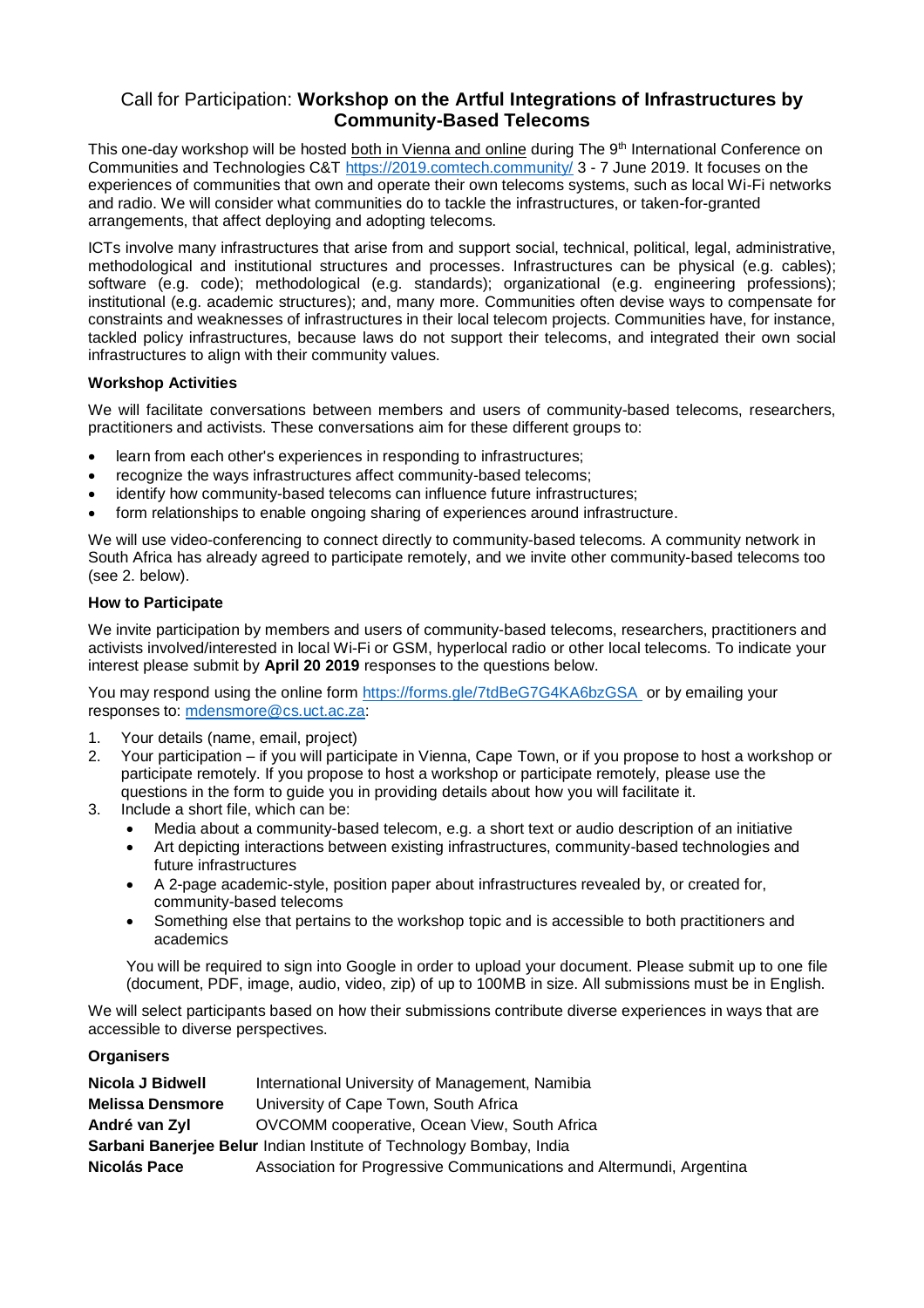# Call for Participation: **Workshop on the Artful Integrations of Infrastructures by Community-Based Telecoms**

This one-day workshop will be hosted both in Vienna and online during The 9th International Conference on Communities and Technologies C&T https://2019.comtech.community/ 3 - 7 June 2019. It focuses on the experiences of communities that own and operate their own telecoms systems, such as local Wi-Fi networks and radio. We will consider what communities do to tackle the infrastructures, or taken-for-granted arrangements, that affect deploying and adopting telecoms.

ICTs involve many infrastructures that arise from and support social, technical, political, legal, administrative, methodological and institutional structures and processes. Infrastructures can be physical (e.g. cables); software (e.g. code); methodological (e.g. standards); organizational (e.g. engineering professions); institutional (e.g. academic structures); and, many more. Communities often devise ways to compensate for constraints and weaknesses of infrastructures in their local telecom projects. Communities have, for instance, tackled policy infrastructures, because laws do not support their telecoms, and integrated their own social infrastructures to align with their community values.

### Workshop Activities

We will facilitate conversations between members and users of community-based telecoms, researchers, practitioners and activists. These conversations aim for these different groups to:

- learn from each other's experiences in responding to infrastructures;
- recognize the ways infrastructures affect community-based telecoms;
- identify how community-based telecoms can influence future infrastructures;
- form relationships to enable ongoing sharing of experiences around infrastructure.

We will use video-conferencing to connect directly to community-based telecoms. A community network in South Africa has already agreed to participate remotely, and we invite other community-based telecoms too (see 2. below).

### How to Participate

We invite participation by members and users of community-based telecoms, researchers, practitioners and activists involved/interested in local Wi-Fi or GSM, hyperlocal radio or other local telecoms. To indicate your interest please submit by **April 20 2019** responses to the questions below.

You may respond using the online form https://forms.gle/7tdBeG7G4KA6bzGSA or by emailing your responses to: mdensmore@cs.uct.ac.za:

1. Your details (name, email, project)
2. Your participation – if you will participate in Vienna, Cape Town, or if you propose to host a workshop or participate remotely. If you propose to host a workshop or participate remotely, please use the questions in the form to guide you in providing details about how you will facilitate it.
3. Include a short file, which can be:
   - Media about a community-based telecom, e.g. a short text or audio description of an initiative
   - Art depicting interactions between existing infrastructures, community-based technologies and future infrastructures
   - A 2-page academic-style, position paper about infrastructures revealed by, or created for, community-based telecoms
   - Something else that pertains to the workshop topic and is accessible to both practitioners and academics

   You will be required to sign into Google in order to upload your document. Please submit up to one file (document, PDF, image, audio, video, zip) of up to 100MB in size. All submissions must be in English.

We will select participants based on how their submissions contribute diverse experiences in ways that are accessible to diverse perspectives.

### Organisers

| | |
|---|---|
| **Nicola J Bidwell** | International University of Management, Namibia |
| **Melissa Densmore** | University of Cape Town, South Africa |
| **André van Zyl** | OVCOMM cooperative, Ocean View, South Africa |
| **Sarbani Banerjee Belur** | Indian Institute of Technology Bombay, India |
| **Nicolás Pace** | Association for Progressive Communications and Altermundi, Argentina |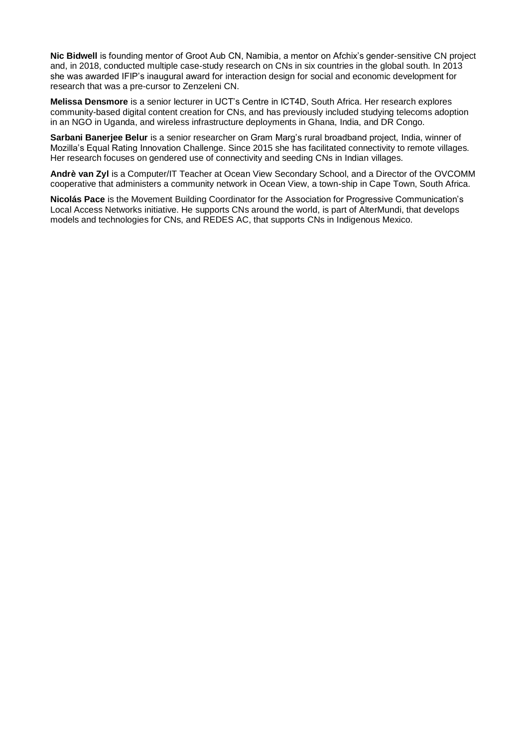**Nic Bidwell** is founding mentor of Groot Aub CN, Namibia, a mentor on Afchix's gender-sensitive CN project and, in 2018, conducted multiple case-study research on CNs in six countries in the global south. In 2013 she was awarded IFIP's inaugural award for interaction design for social and economic development for research that was a pre-cursor to Zenzeleni CN.

**Melissa Densmore** is a senior lecturer in UCT's Centre in ICT4D, South Africa. Her research explores community-based digital content creation for CNs, and has previously included studying telecoms adoption in an NGO in Uganda, and wireless infrastructure deployments in Ghana, India, and DR Congo.

**Sarbani Banerjee Belur** is a senior researcher on Gram Marg's rural broadband project, India, winner of Mozilla's Equal Rating Innovation Challenge. Since 2015 she has facilitated connectivity to remote villages. Her research focuses on gendered use of connectivity and seeding CNs in Indian villages.

**Andrè van Zyl** is a Computer/IT Teacher at Ocean View Secondary School, and a Director of the OVCOMM cooperative that administers a community network in Ocean View, a town-ship in Cape Town, South Africa.

**Nicolás Pace** is the Movement Building Coordinator for the Association for Progressive Communication's Local Access Networks initiative. He supports CNs around the world, is part of AlterMundi, that develops models and technologies for CNs, and REDES AC, that supports CNs in Indigenous Mexico.